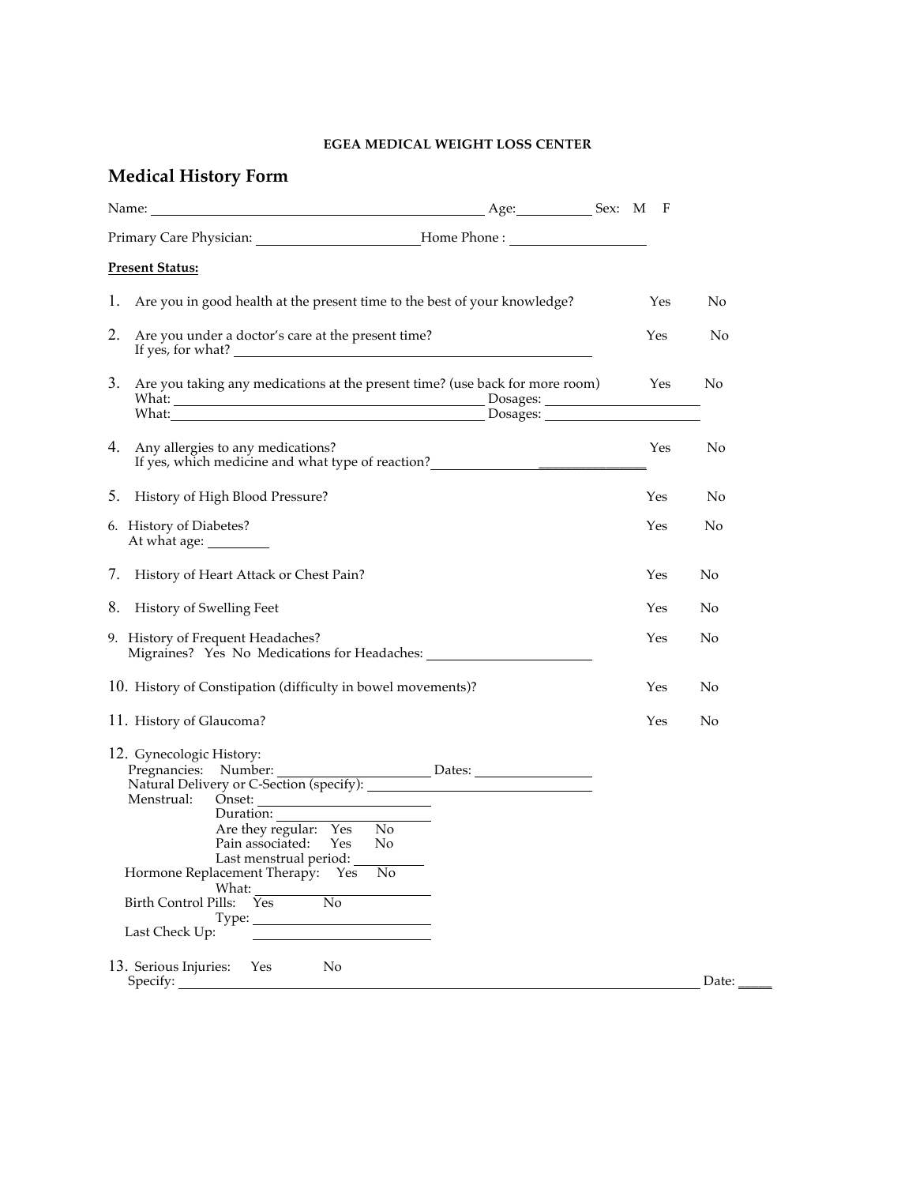**EGEA MEDICAL WEIGHT LOSS CENTER**

# Medical History Form

Name: ______________________________ Age: ________ Sex: M F

Primary Care Physician: ________________ Home Phone : ______________

**Present Status:**

1. Are you in good health at the present time to the best of your knowledge? Yes No

2. Are you under a doctor's care at the present time? Yes No
   If yes, for what? ______________________________

3. Are you taking any medications at the present time? (use back for more room) Yes No
   What: ______________________________ Dosages: ______________
   What: ______________________________ Dosages: ______________

4. Any allergies to any medications? Yes No
   If yes, which medicine and what type of reaction? ______________________

5. History of High Blood Pressure? Yes No

6. History of Diabetes? Yes No
   At what age: ______

7. History of Heart Attack or Chest Pain? Yes No

8. History of Swelling Feet Yes No

9. History of Frequent Headaches? Yes No
   Migraines? Yes No Medications for Headaches: ______________

10. History of Constipation (difficulty in bowel movements)? Yes No

11. History of Glaucoma? Yes No

12. Gynecologic History:
    Pregnancies: Number: ______________ Dates: ______________
    Natural Delivery or C-Section (specify): ______________________
    Menstrual: Onset: ______________
    Duration: ______________
    Are they regular: Yes No
    Pain associated: Yes No
    Last menstrual period: ______
    Hormone Replacement Therapy: Yes No
    What: ______________
    Birth Control Pills: Yes No
    Type: ______________
    Last Check Up: ______________

13. Serious Injuries: Yes No
    Specify: ______________________________________________ Date: ____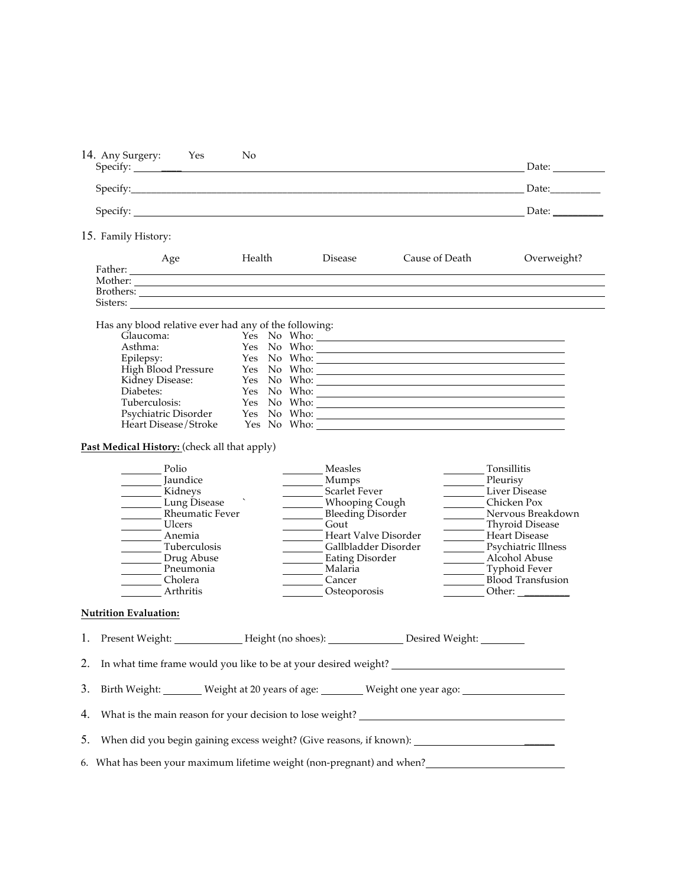14. Any Surgery: Yes No

Specify: ______________________________________________ Date: __________

Specify: ______________________________________________ Date: __________

Specify: ______________________________________________ Date: __________

15. Family History:

| | Age | Health | Disease | Cause of Death | Overweight? |
|---|---|---|---|---|---|
| Father: | | | | | |
| Mother: | | | | | |
| Brothers: | | | | | |
| Sisters: | | | | | |

Has any blood relative ever had any of the following:

| Condition | Yes | No | Who: |
|---|---|---|---|
| Glaucoma: | Yes | No | Who: |
| Asthma: | Yes | No | Who: |
| Epilepsy: | Yes | No | Who: |
| High Blood Pressure | Yes | No | Who: |
| Kidney Disease: | Yes | No | Who: |
| Diabetes: | Yes | No | Who: |
| Tuberculosis: | Yes | No | Who: |
| Psychiatric Disorder | Yes | No | Who: |
| Heart Disease/Stroke | Yes | No | Who: |

**Past Medical History:** (check all that apply)

| | | |
|---|---|---|
| ________ Polio | ________ Measles | ________ Tonsillitis |
| ________ Jaundice | ________ Mumps | ________ Pleurisy |
| ________ Kidneys | ________ Scarlet Fever | ________ Liver Disease |
| ________ Lung Disease ` | ________ Whooping Cough | ________ Chicken Pox |
| ________ Rheumatic Fever | ________ Bleeding Disorder | ________ Nervous Breakdown |
| ________ Ulcers | ________ Gout | ________ Thyroid Disease |
| ________ Anemia | ________ Heart Valve Disorder | ________ Heart Disease |
| ________ Tuberculosis | ________ Gallbladder Disorder | ________ Psychiatric Illness |
| ________ Drug Abuse | ________ Eating Disorder | ________ Alcohol Abuse |
| ________ Pneumonia | ________ Malaria | ________ Typhoid Fever |
| ________ Cholera | ________ Cancer | ________ Blood Transfusion |
| ________ Arthritis | ________ Osteoporosis | ________ Other: ________ |

**Nutrition Evaluation:**

1. Present Weight: ____________ Height (no shoes): ______________ Desired Weight: ________

2. In what time frame would you like to be at your desired weight? ______________________________

3. Birth Weight: _______ Weight at 20 years of age: ________ Weight one year ago: __________________

4. What is the main reason for your decision to lose weight? ______________________________

5. When did you begin gaining excess weight? (Give reasons, if known): ______________________

6. What has been your maximum lifetime weight (non-pregnant) and when? __________________________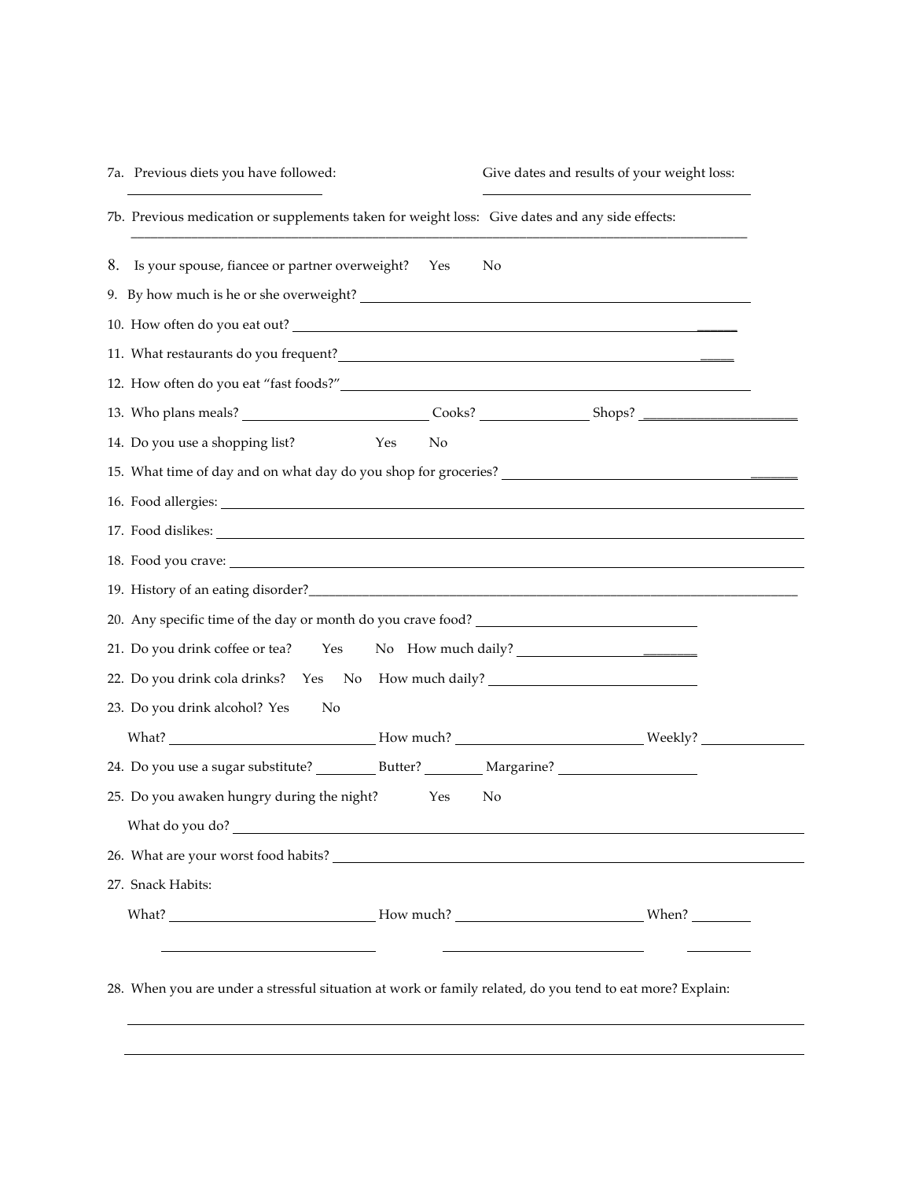7a. Previous diets you have followed: ____________________ Give dates and results of your weight loss: ____________________

7b. Previous medication or supplements taken for weight loss: Give dates and any side effects: ________________________________________

8. Is your spouse, fiancee or partner overweight? Yes No

9. By how much is he or she overweight? ____________________

10. How often do you eat out? ____________________

11. What restaurants do you frequent? ____________________

12. How often do you eat "fast foods?" ____________________

13. Who plans meals? ____________ Cooks? ____________ Shops? ____________

14. Do you use a shopping list? Yes No

15. What time of day and on what day do you shop for groceries? ____________________

16. Food allergies: ____________________

17. Food dislikes: ____________________

18. Food you crave: ____________________

19. History of an eating disorder? ____________________

20. Any specific time of the day or month do you crave food? ____________________

21. Do you drink coffee or tea? Yes No How much daily? ____________

22. Do you drink cola drinks? Yes No How much daily? ____________

23. Do you drink alcohol? Yes No

What? ____________ How much? ____________ Weekly? ____________

24. Do you use a sugar substitute? ________ Butter? ________ Margarine? ________

25. Do you awaken hungry during the night? Yes No

What do you do? ____________________

26. What are your worst food habits? ____________________

27. Snack Habits:

What? ____________ How much? ____________ When? ________

____________ ____________ ________

28. When you are under a stressful situation at work or family related, do you tend to eat more? Explain:

________________________________________

________________________________________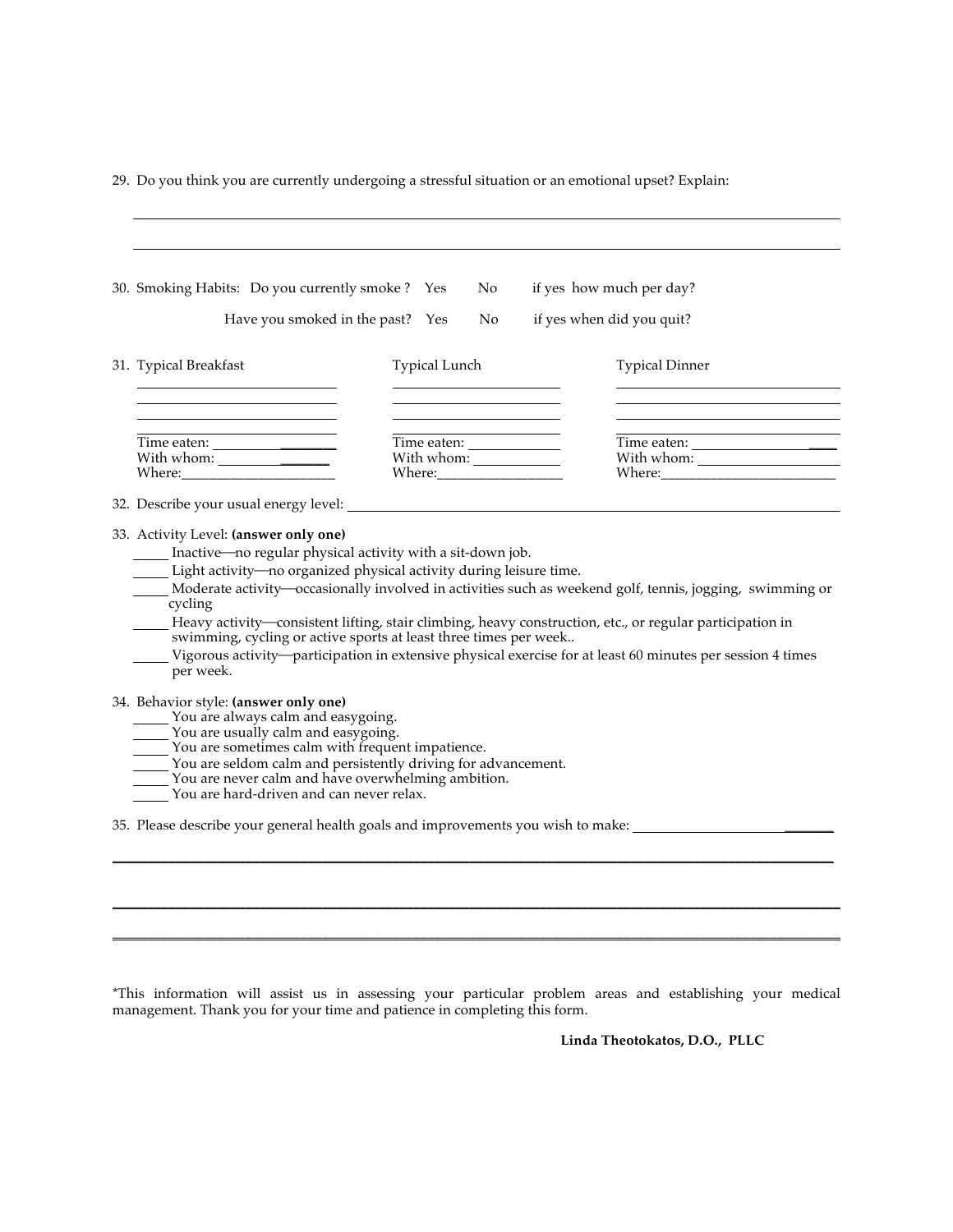29. Do you think you are currently undergoing a stressful situation or an emotional upset? Explain:

\_\_\_\_\_\_\_\_\_\_\_\_\_\_\_\_\_\_\_\_\_\_\_\_\_\_\_\_\_\_\_\_\_\_\_\_\_\_\_\_\_\_\_\_\_\_\_\_\_\_\_\_\_\_\_\_\_\_\_\_\_\_\_\_\_\_\_\_\_\_\_\_\_\_\_\_

\_\_\_\_\_\_\_\_\_\_\_\_\_\_\_\_\_\_\_\_\_\_\_\_\_\_\_\_\_\_\_\_\_\_\_\_\_\_\_\_\_\_\_\_\_\_\_\_\_\_\_\_\_\_\_\_\_\_\_\_\_\_\_\_\_\_\_\_\_\_\_\_\_\_\_\_

30. Smoking Habits: Do you currently smoke ? Yes No if yes how much per day?

    Have you smoked in the past? Yes No if yes when did you quit?

31.

| Typical Breakfast | Typical Lunch | Typical Dinner |
|---|---|---|
| \_\_\_\_\_\_\_\_\_\_\_\_\_\_\_\_\_\_\_\_ | \_\_\_\_\_\_\_\_\_\_\_\_\_\_\_\_\_\_\_\_ | \_\_\_\_\_\_\_\_\_\_\_\_\_\_\_\_\_\_\_\_ |
| \_\_\_\_\_\_\_\_\_\_\_\_\_\_\_\_\_\_\_\_ | \_\_\_\_\_\_\_\_\_\_\_\_\_\_\_\_\_\_\_\_ | \_\_\_\_\_\_\_\_\_\_\_\_\_\_\_\_\_\_\_\_ |
| \_\_\_\_\_\_\_\_\_\_\_\_\_\_\_\_\_\_\_\_ | \_\_\_\_\_\_\_\_\_\_\_\_\_\_\_\_\_\_\_\_ | \_\_\_\_\_\_\_\_\_\_\_\_\_\_\_\_\_\_\_\_ |
| \_\_\_\_\_\_\_\_\_\_\_\_\_\_\_\_\_\_\_\_ | \_\_\_\_\_\_\_\_\_\_\_\_\_\_\_\_\_\_\_\_ | \_\_\_\_\_\_\_\_\_\_\_\_\_\_\_\_\_\_\_\_ |
| Time eaten: \_\_\_\_\_\_\_\_\_\_ | Time eaten: \_\_\_\_\_\_\_\_\_\_ | Time eaten: \_\_\_\_\_\_\_\_\_\_ |
| With whom: \_\_\_\_\_\_\_\_\_\_ | With whom: \_\_\_\_\_\_\_\_\_\_ | With whom: \_\_\_\_\_\_\_\_\_\_ |
| Where: \_\_\_\_\_\_\_\_\_\_ | Where: \_\_\_\_\_\_\_\_\_\_ | Where: \_\_\_\_\_\_\_\_\_\_ |

32. Describe your usual energy level: \_\_\_\_\_\_\_\_\_\_\_\_\_\_\_\_\_\_\_\_\_\_\_\_\_\_\_\_\_\_\_\_\_\_\_\_\_\_\_\_

33. Activity Level: **(answer only one)**
    - \_\_\_\_\_ Inactive—no regular physical activity with a sit-down job.
    - \_\_\_\_\_ Light activity—no organized physical activity during leisure time.
    - \_\_\_\_\_ Moderate activity—occasionally involved in activities such as weekend golf, tennis, jogging, swimming or cycling
    - \_\_\_\_\_ Heavy activity—consistent lifting, stair climbing, heavy construction, etc., or regular participation in swimming, cycling or active sports at least three times per week..
    - \_\_\_\_\_ Vigorous activity—participation in extensive physical exercise for at least 60 minutes per session 4 times per week.

34. Behavior style: **(answer only one)**
    - \_\_\_\_\_ You are always calm and easygoing.
    - \_\_\_\_\_ You are usually calm and easygoing.
    - \_\_\_\_\_ You are sometimes calm with frequent impatience.
    - \_\_\_\_\_ You are seldom calm and persistently driving for advancement.
    - \_\_\_\_\_ You are never calm and have overwhelming ambition.
    - \_\_\_\_\_ You are hard-driven and can never relax.

35. Please describe your general health goals and improvements you wish to make: \_\_\_\_\_\_\_\_\_\_\_\_\_\_\_\_\_\_\_\_\_\_\_\_\_\_\_\_

\_\_\_\_\_\_\_\_\_\_\_\_\_\_\_\_\_\_\_\_\_\_\_\_\_\_\_\_\_\_\_\_\_\_\_\_\_\_\_\_\_\_\_\_\_\_\_\_\_\_\_\_\_\_\_\_\_\_\_\_\_\_\_\_\_\_\_\_\_\_\_\_\_\_\_\_

\_\_\_\_\_\_\_\_\_\_\_\_\_\_\_\_\_\_\_\_\_\_\_\_\_\_\_\_\_\_\_\_\_\_\_\_\_\_\_\_\_\_\_\_\_\_\_\_\_\_\_\_\_\_\_\_\_\_\_\_\_\_\_\_\_\_\_\_\_\_\_\_\_\_\_\_

\_\_\_\_\_\_\_\_\_\_\_\_\_\_\_\_\_\_\_\_\_\_\_\_\_\_\_\_\_\_\_\_\_\_\_\_\_\_\_\_\_\_\_\_\_\_\_\_\_\_\_\_\_\_\_\_\_\_\_\_\_\_\_\_\_\_\_\_\_\_\_\_\_\_\_\_

*This information will assist us in assessing your particular problem areas and establishing your medical management. Thank you for your time and patience in completing this form.

**Linda Theotokatos, D.O., PLLC**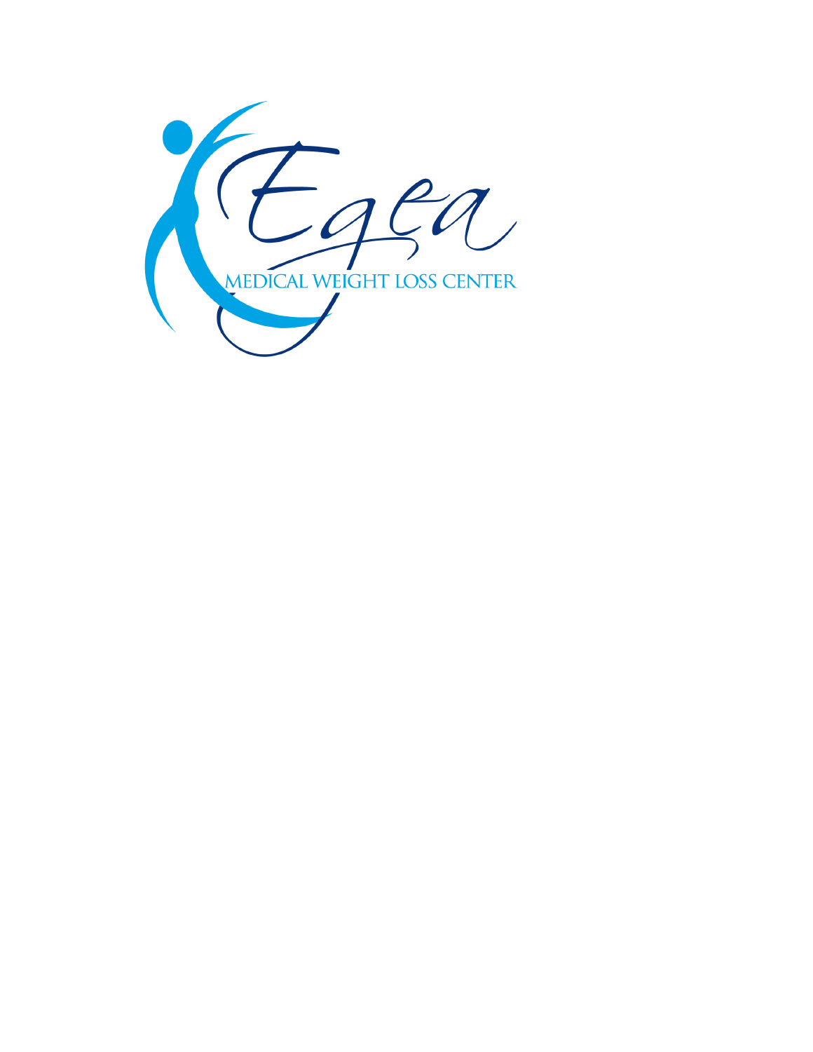Egea

MEDICAL WEIGHT LOSS CENTER